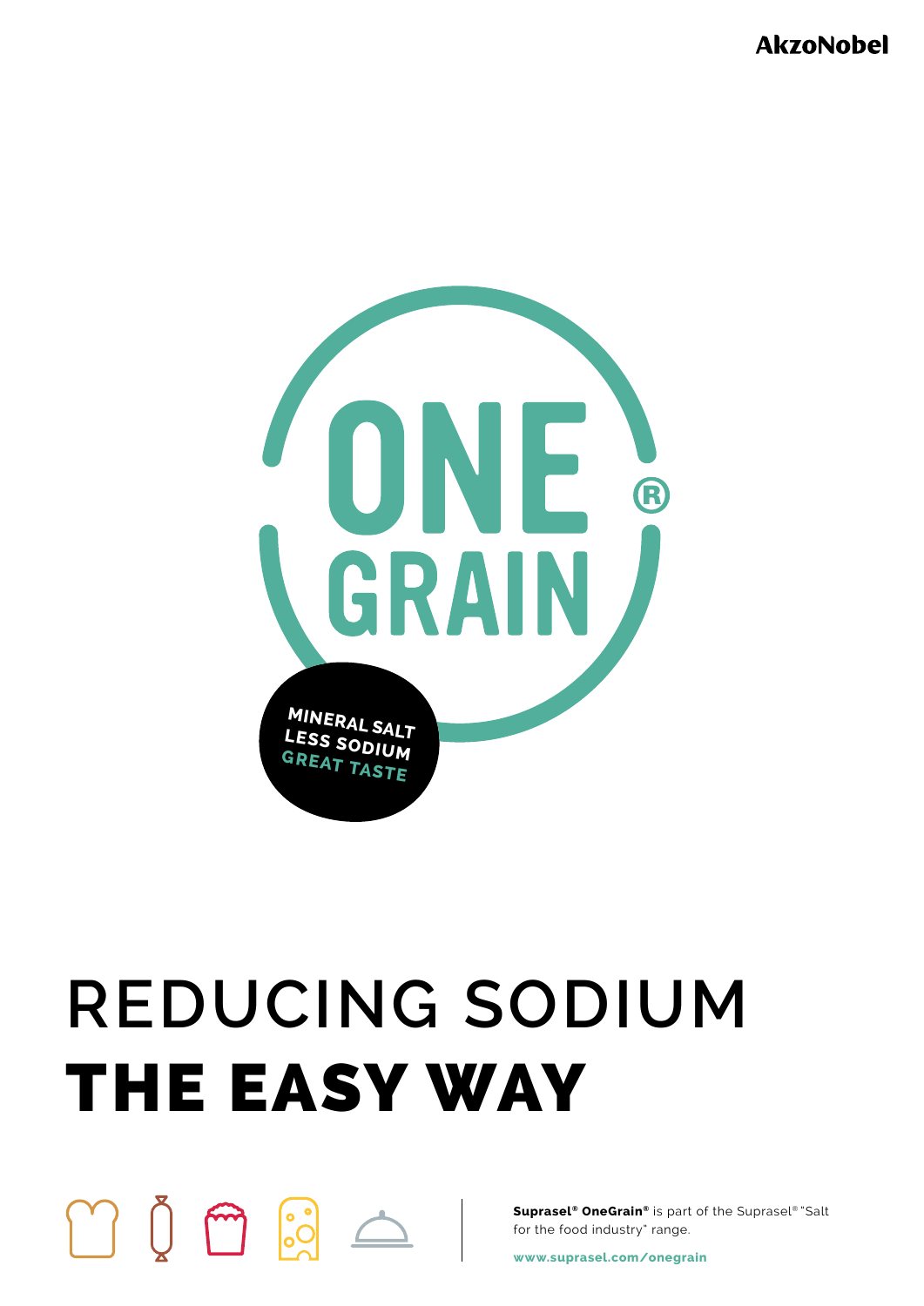AkzoNobel

ONE®
GRAIN

MINERAL SALT
LESS SODIUM
GREAT TASTE

# REDUCING SODIUM
# **THE EASY WAY**

**Suprasel® OneGrain®** is part of the Suprasel® "Salt for the food industry" range.

**www.suprasel.com/onegrain**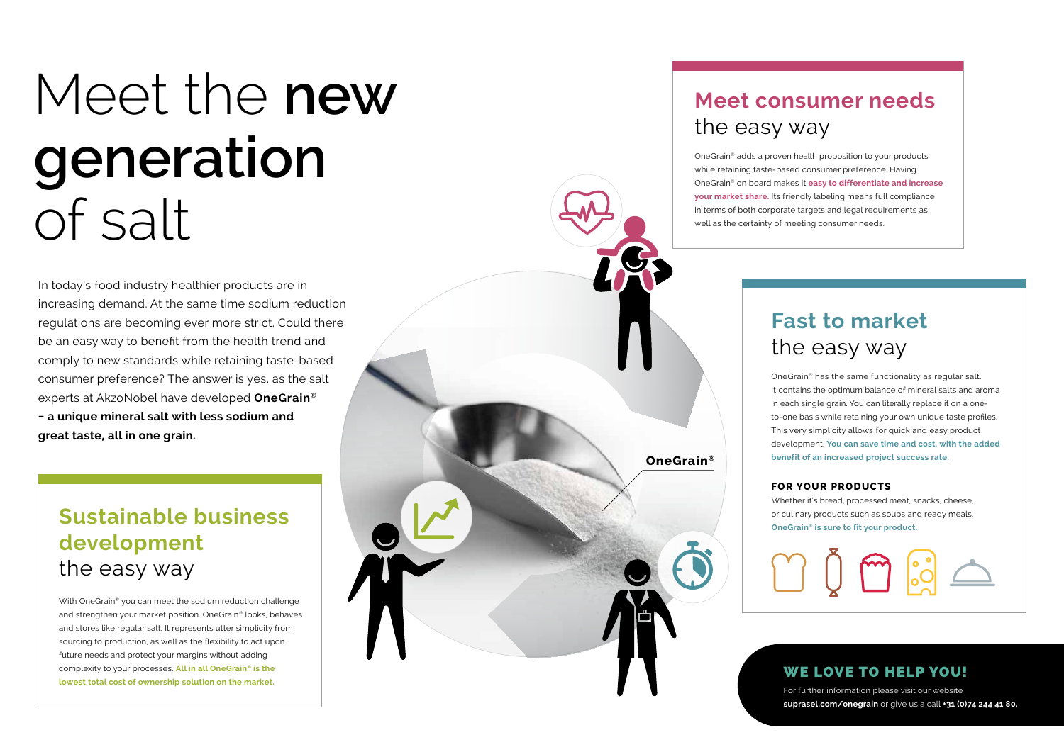# Meet the **new generation** of salt

In today's food industry healthier products are in increasing demand. At the same time sodium reduction regulations are becoming ever more strict. Could there be an easy way to benefit from the health trend and comply to new standards while retaining taste-based consumer preference? The answer is yes, as the salt experts at AkzoNobel have developed **OneGrain® – a unique mineral salt with less sodium and great taste, all in one grain.**

## Sustainable business development the easy way

With OneGrain® you can meet the sodium reduction challenge and strengthen your market position. OneGrain® looks, behaves and stores like regular salt. It represents utter simplicity from sourcing to production, as well as the flexibility to act upon future needs and protect your margins without adding complexity to your processes. **All in all OneGrain® is the lowest total cost of ownership solution on the market.**

## Meet consumer needs the easy way

OneGrain® adds a proven health proposition to your products while retaining taste-based consumer preference. Having OneGrain® on board makes it **easy to differentiate and increase your market share.** Its friendly labeling means full compliance in terms of both corporate targets and legal requirements as well as the certainty of meeting consumer needs.

OneGrain®

## Fast to market the easy way

OneGrain® has the same functionality as regular salt. It contains the optimum balance of mineral salts and aroma in each single grain. You can literally replace it on a one-to-one basis while retaining your own unique taste profiles. This very simplicity allows for quick and easy product development. **You can save time and cost, with the added benefit of an increased project success rate.**

### FOR YOUR PRODUCTS

Whether it's bread, processed meat, snacks, cheese, or culinary products such as soups and ready meals. **OneGrain® is sure to fit your product.**

## WE LOVE TO HELP YOU!

For further information please visit our website **suprasel.com/onegrain** or give us a call **+31 (0)74 244 41 80.**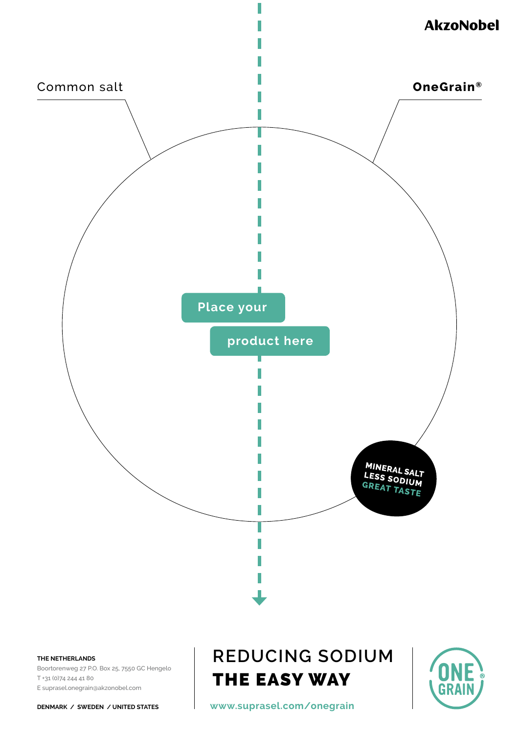AkzoNobel

Common salt

**OneGrain®**

Place your

product here

MINERAL SALT
LESS SODIUM
GREAT TASTE

**THE NETHERLANDS**
Boortorenweg 27 P.O. Box 25, 7550 GC Hengelo
T +31 (0)74 244 41 80
E suprasel.onegrain@akzonobel.com

**DENMARK / SWEDEN / UNITED STATES**

# REDUCING SODIUM
# **THE EASY WAY**

www.suprasel.com/onegrain

ONE GRAIN®